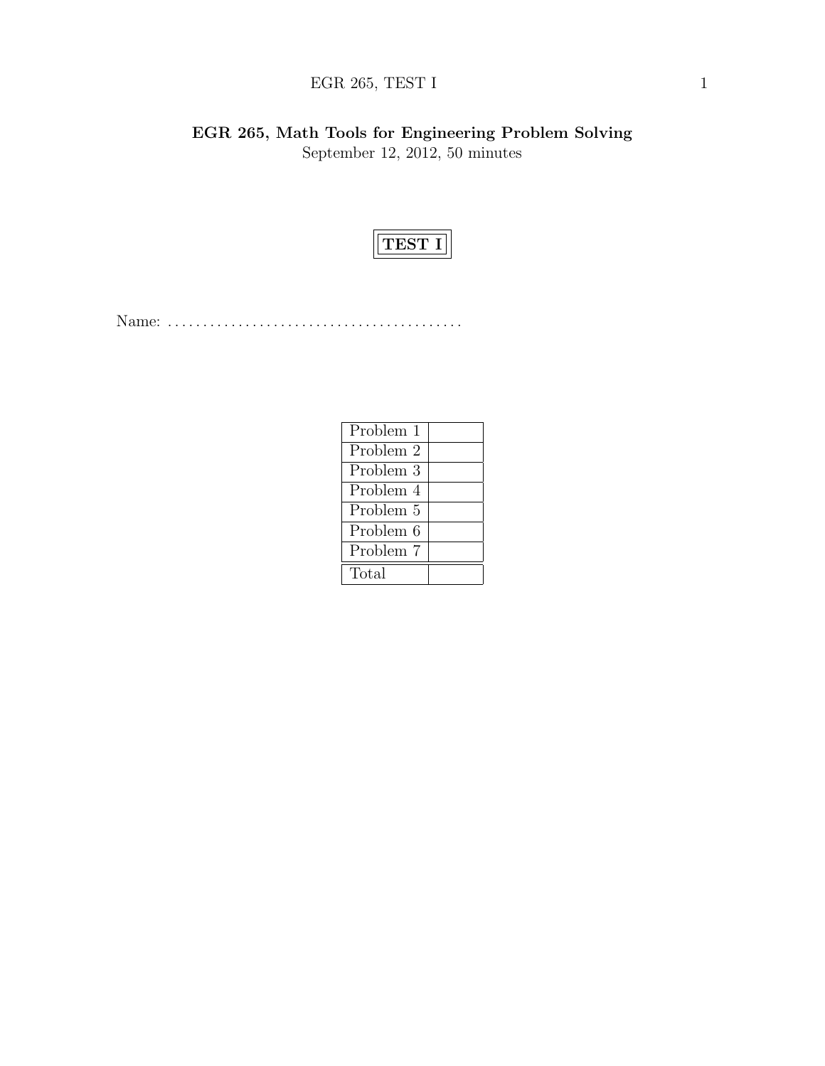# EGR 265, Math Tools for Engineering Problem Solving

September 12, 2012, 50 minutes

**TEST I**

Name: .........................................

| Problem 1 | |
|---|---|
| Problem 2 | |
| Problem 3 | |
| Problem 4 | |
| Problem 5 | |
| Problem 6 | |
| Problem 7 | |
| Total | |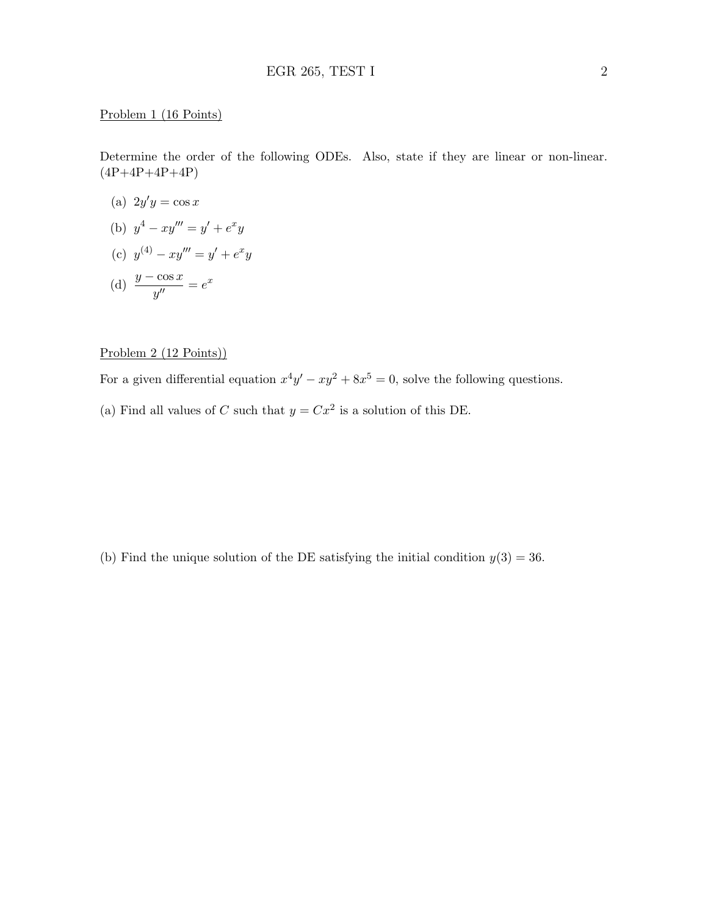Problem 1 (16 Points)

Determine the order of the following ODEs. Also, state if they are linear or non-linear. (4P+4P+4P+4P)

(a) $2y'y = \cos x$

(b) $y^4 - xy''' = y' + e^x y$

(c) $y^{(4)} - xy''' = y' + e^x y$

(d) $\dfrac{y - \cos x}{y''} = e^x$

Problem 2 (12 Points))

For a given differential equation $x^4 y' - xy^2 + 8x^5 = 0$, solve the following questions.

(a) Find all values of $C$ such that $y = Cx^2$ is a solution of this DE.

(b) Find the unique solution of the DE satisfying the initial condition $y(3) = 36$.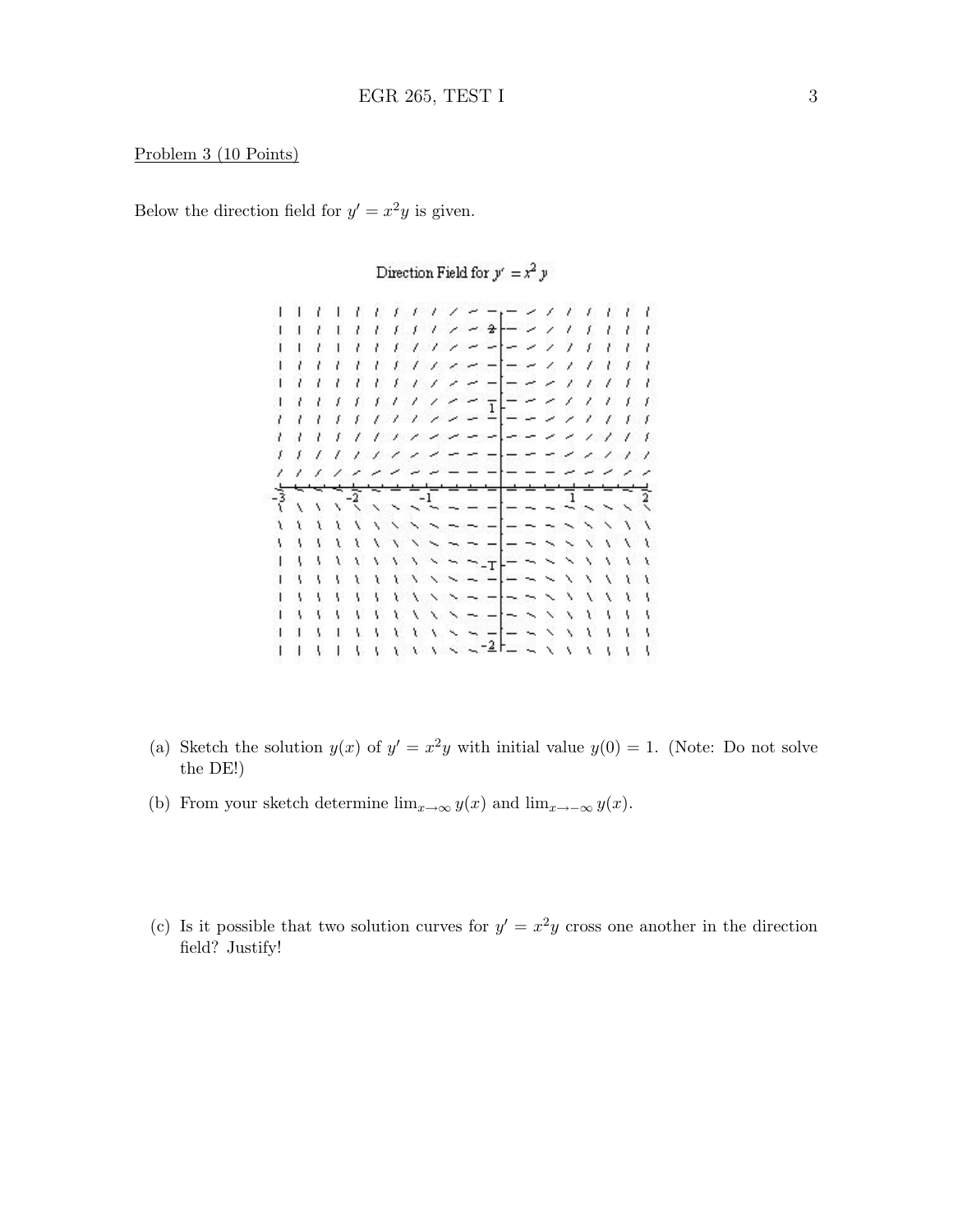Problem 3 (10 Points)

Below the direction field for $y' = x^2 y$ is given.

Direction Field for $y' = x^2 y$

(a) Sketch the solution $y(x)$ of $y' = x^2 y$ with initial value $y(0) = 1$. (Note: Do not solve the DE!)

(b) From your sketch determine $\lim_{x\to\infty} y(x)$ and $\lim_{x\to-\infty} y(x)$.

(c) Is it possible that two solution curves for $y' = x^2 y$ cross one another in the direction field? Justify!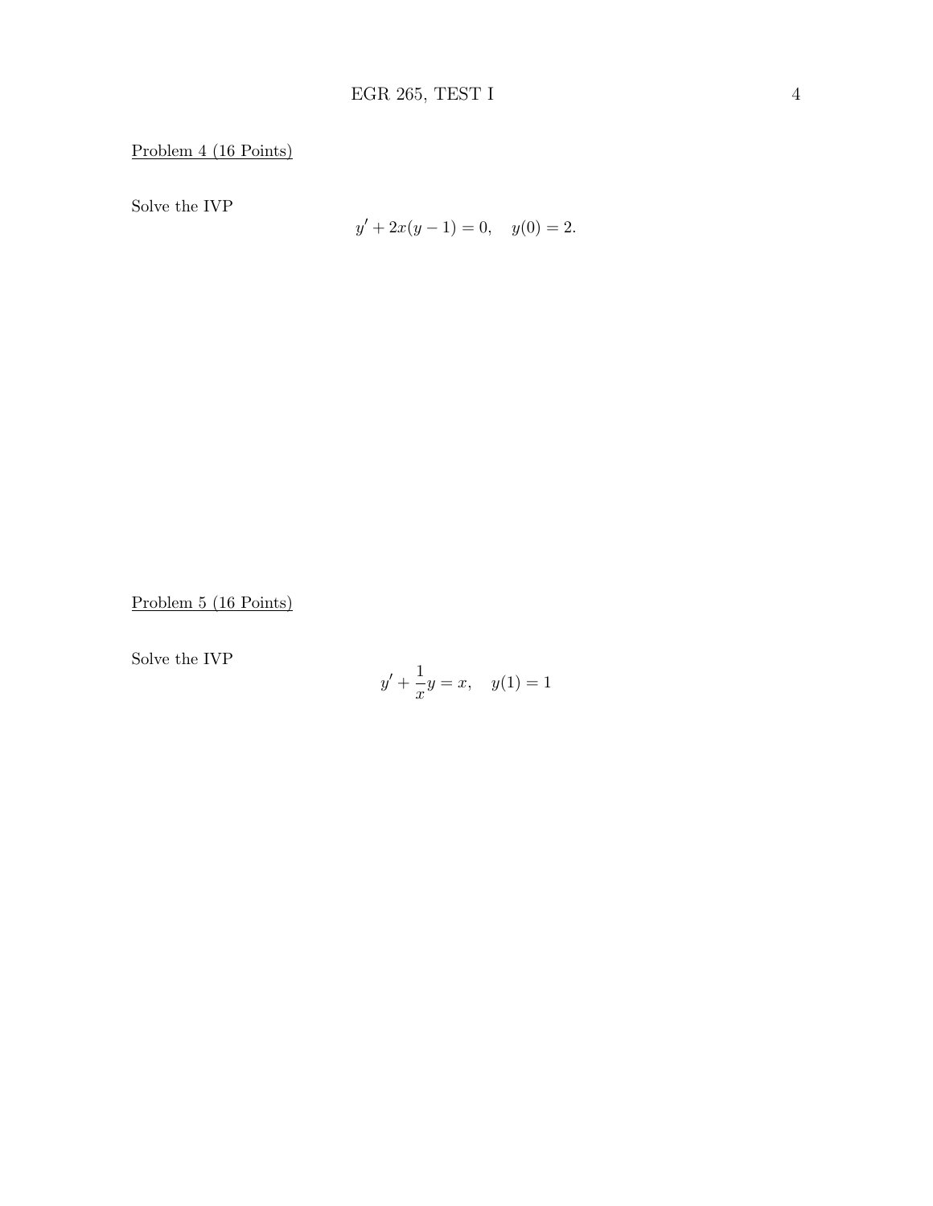Problem 4 (16 Points)

Solve the IVP

$$y' + 2x(y-1) = 0, \quad y(0) = 2.$$

Problem 5 (16 Points)

Solve the IVP

$$y' + \frac{1}{x}y = x, \quad y(1) = 1$$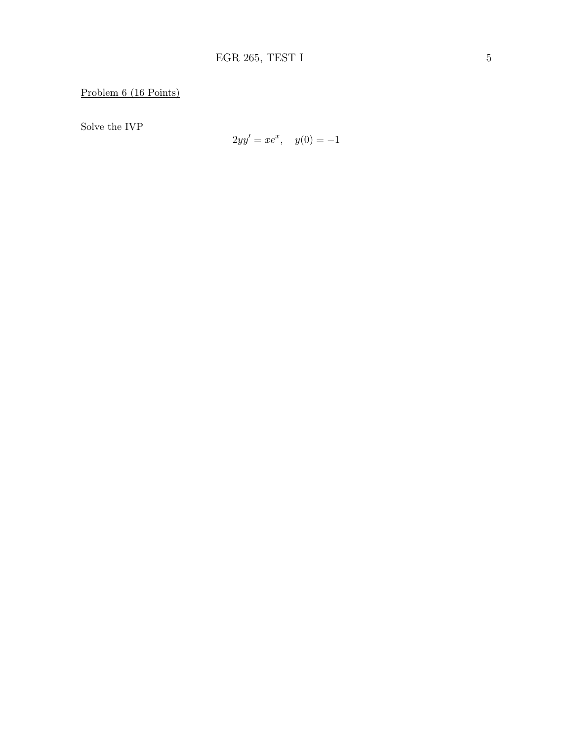Problem 6 (16 Points)

Solve the IVP

$$2yy' = xe^x, \quad y(0) = -1$$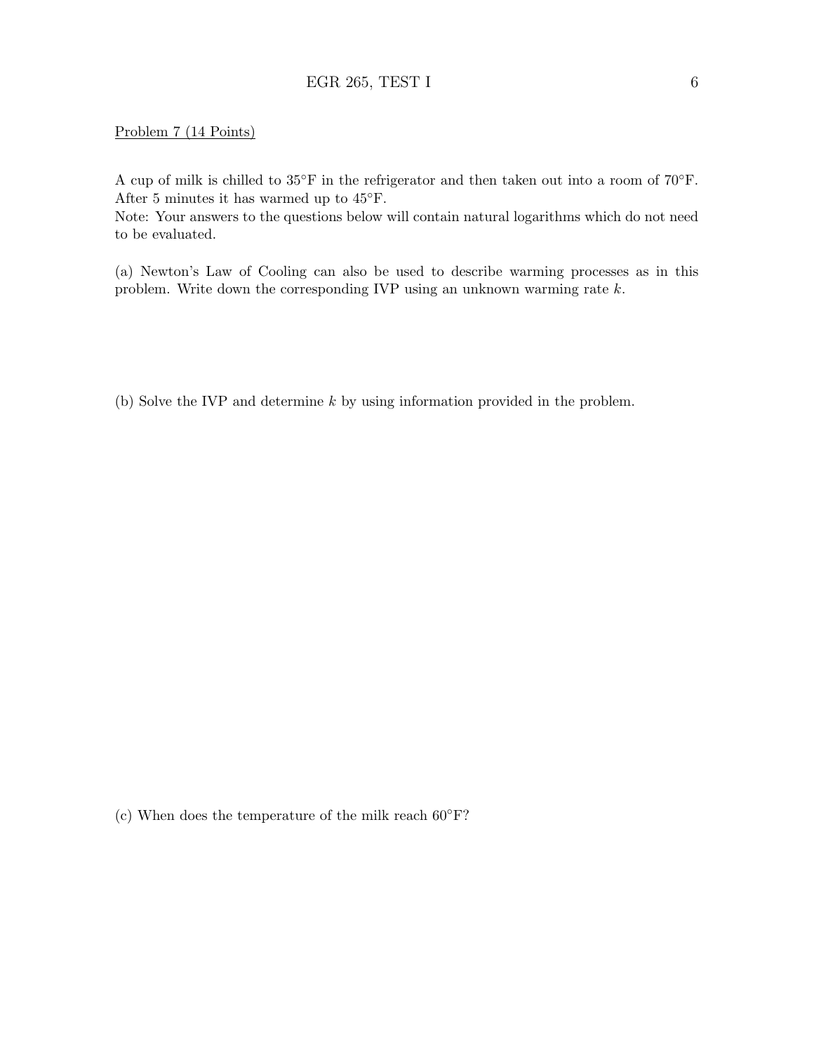Problem 7 (14 Points)

A cup of milk is chilled to 35°F in the refrigerator and then taken out into a room of 70°F. After 5 minutes it has warmed up to 45°F.
Note: Your answers to the questions below will contain natural logarithms which do not need to be evaluated.

(a) Newton's Law of Cooling can also be used to describe warming processes as in this problem. Write down the corresponding IVP using an unknown warming rate $k$.

(b) Solve the IVP and determine $k$ by using information provided in the problem.

(c) When does the temperature of the milk reach 60°F?